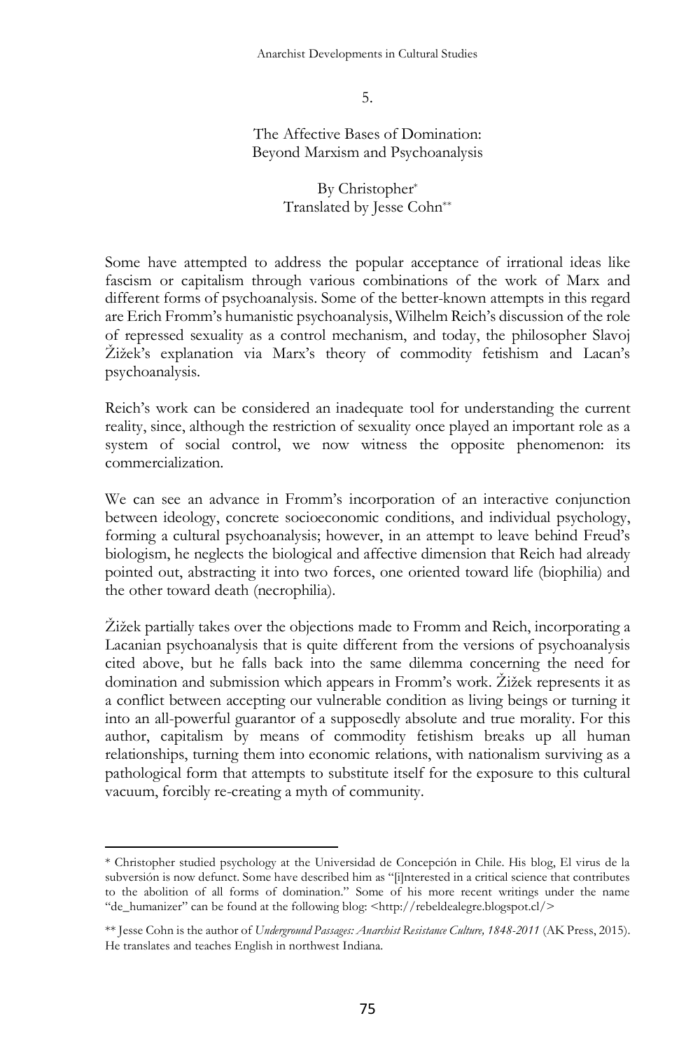5.

# The Affective Bases of Domination: Beyond Marxism and Psychoanalysis

By Christopher*
Translated by Jesse Cohn**

Some have attempted to address the popular acceptance of irrational ideas like fascism or capitalism through various combinations of the work of Marx and different forms of psychoanalysis. Some of the better-known attempts in this regard are Erich Fromm's humanistic psychoanalysis, Wilhelm Reich's discussion of the role of repressed sexuality as a control mechanism, and today, the philosopher Slavoj Žižek's explanation via Marx's theory of commodity fetishism and Lacan's psychoanalysis.

Reich's work can be considered an inadequate tool for understanding the current reality, since, although the restriction of sexuality once played an important role as a system of social control, we now witness the opposite phenomenon: its commercialization.

We can see an advance in Fromm's incorporation of an interactive conjunction between ideology, concrete socioeconomic conditions, and individual psychology, forming a cultural psychoanalysis; however, in an attempt to leave behind Freud's biologism, he neglects the biological and affective dimension that Reich had already pointed out, abstracting it into two forces, one oriented toward life (biophilia) and the other toward death (necrophilia).

Žižek partially takes over the objections made to Fromm and Reich, incorporating a Lacanian psychoanalysis that is quite different from the versions of psychoanalysis cited above, but he falls back into the same dilemma concerning the need for domination and submission which appears in Fromm's work. Žižek represents it as a conflict between accepting our vulnerable condition as living beings or turning it into an all-powerful guarantor of a supposedly absolute and true morality. For this author, capitalism by means of commodity fetishism breaks up all human relationships, turning them into economic relations, with nationalism surviving as a pathological form that attempts to substitute itself for the exposure to this cultural vacuum, forcibly re-creating a myth of community.

---

* Christopher studied psychology at the Universidad de Concepción in Chile. His blog, El virus de la subversión is now defunct. Some have described him as "[i]nterested in a critical science that contributes to the abolition of all forms of domination." Some of his more recent writings under the name "de_humanizer" can be found at the following blog: <http://rebeldealegre.blogspot.cl/>

** Jesse Cohn is the author of *Underground Passages: Anarchist Resistance Culture, 1848-2011* (AK Press, 2015). He translates and teaches English in northwest Indiana.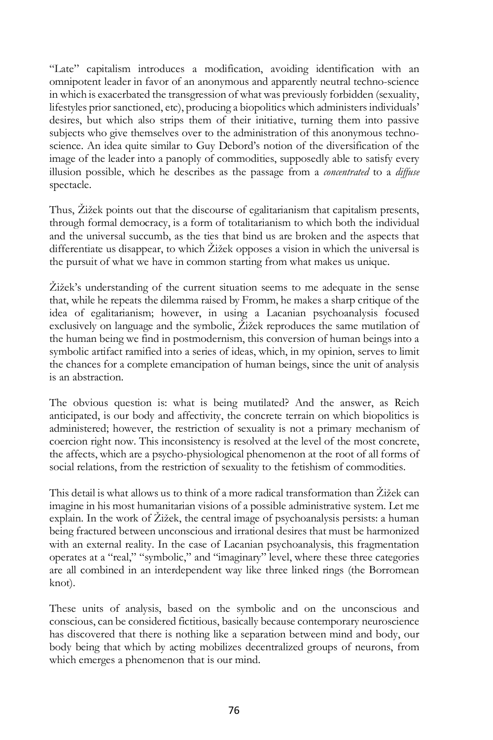"Late" capitalism introduces a modification, avoiding identification with an omnipotent leader in favor of an anonymous and apparently neutral techno-science in which is exacerbated the transgression of what was previously forbidden (sexuality, lifestyles prior sanctioned, etc), producing a biopolitics which administers individuals' desires, but which also strips them of their initiative, turning them into passive subjects who give themselves over to the administration of this anonymous techno-science. An idea quite similar to Guy Debord's notion of the diversification of the image of the leader into a panoply of commodities, supposedly able to satisfy every illusion possible, which he describes as the passage from a *concentrated* to a *diffuse* spectacle.

Thus, Žižek points out that the discourse of egalitarianism that capitalism presents, through formal democracy, is a form of totalitarianism to which both the individual and the universal succumb, as the ties that bind us are broken and the aspects that differentiate us disappear, to which Žižek opposes a vision in which the universal is the pursuit of what we have in common starting from what makes us unique.

Žižek's understanding of the current situation seems to me adequate in the sense that, while he repeats the dilemma raised by Fromm, he makes a sharp critique of the idea of egalitarianism; however, in using a Lacanian psychoanalysis focused exclusively on language and the symbolic, Žižek reproduces the same mutilation of the human being we find in postmodernism, this conversion of human beings into a symbolic artifact ramified into a series of ideas, which, in my opinion, serves to limit the chances for a complete emancipation of human beings, since the unit of analysis is an abstraction.

The obvious question is: what is being mutilated? And the answer, as Reich anticipated, is our body and affectivity, the concrete terrain on which biopolitics is administered; however, the restriction of sexuality is not a primary mechanism of coercion right now. This inconsistency is resolved at the level of the most concrete, the affects, which are a psycho-physiological phenomenon at the root of all forms of social relations, from the restriction of sexuality to the fetishism of commodities.

This detail is what allows us to think of a more radical transformation than Žižek can imagine in his most humanitarian visions of a possible administrative system. Let me explain. In the work of Žižek, the central image of psychoanalysis persists: a human being fractured between unconscious and irrational desires that must be harmonized with an external reality. In the case of Lacanian psychoanalysis, this fragmentation operates at a "real," "symbolic," and "imaginary" level, where these three categories are all combined in an interdependent way like three linked rings (the Borromean knot).

These units of analysis, based on the symbolic and on the unconscious and conscious, can be considered fictitious, basically because contemporary neuroscience has discovered that there is nothing like a separation between mind and body, our body being that which by acting mobilizes decentralized groups of neurons, from which emerges a phenomenon that is our mind.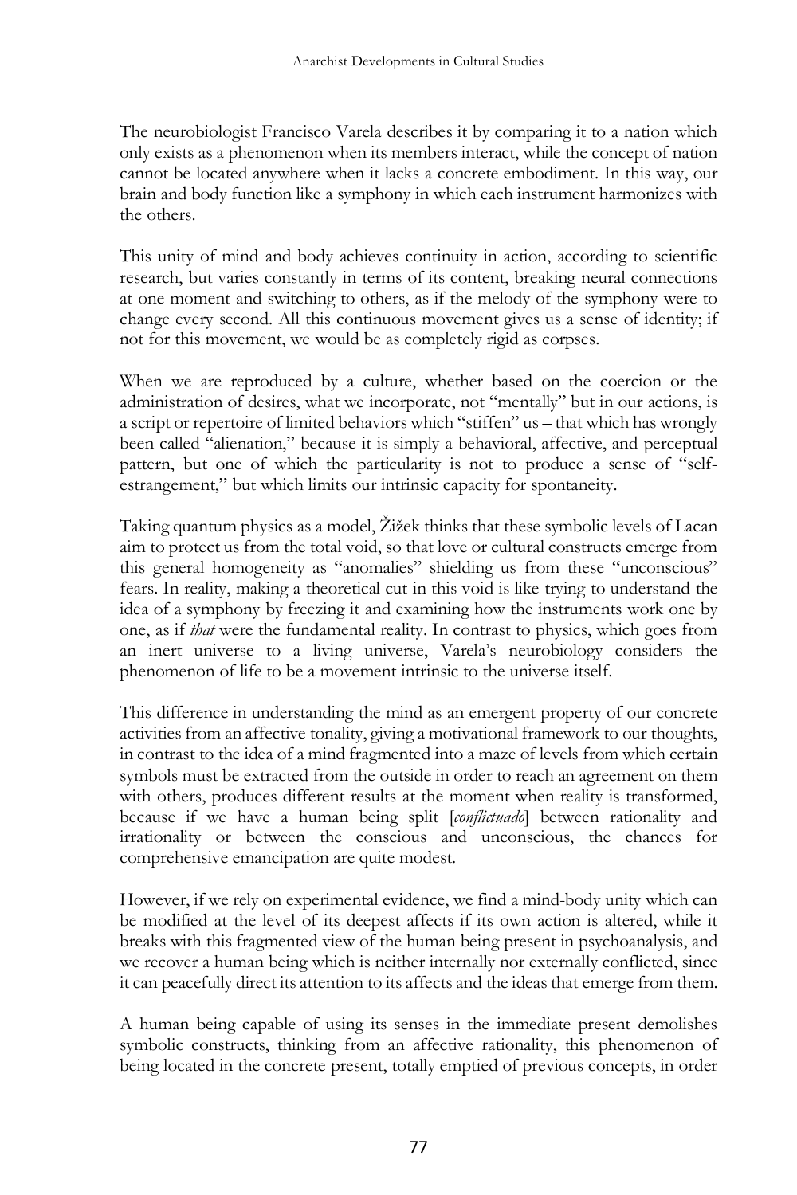The neurobiologist Francisco Varela describes it by comparing it to a nation which only exists as a phenomenon when its members interact, while the concept of nation cannot be located anywhere when it lacks a concrete embodiment. In this way, our brain and body function like a symphony in which each instrument harmonizes with the others.

This unity of mind and body achieves continuity in action, according to scientific research, but varies constantly in terms of its content, breaking neural connections at one moment and switching to others, as if the melody of the symphony were to change every second. All this continuous movement gives us a sense of identity; if not for this movement, we would be as completely rigid as corpses.

When we are reproduced by a culture, whether based on the coercion or the administration of desires, what we incorporate, not "mentally" but in our actions, is a script or repertoire of limited behaviors which "stiffen" us – that which has wrongly been called "alienation," because it is simply a behavioral, affective, and perceptual pattern, but one of which the particularity is not to produce a sense of "self-estrangement," but which limits our intrinsic capacity for spontaneity.

Taking quantum physics as a model, Žižek thinks that these symbolic levels of Lacan aim to protect us from the total void, so that love or cultural constructs emerge from this general homogeneity as "anomalies" shielding us from these "unconscious" fears. In reality, making a theoretical cut in this void is like trying to understand the idea of a symphony by freezing it and examining how the instruments work one by one, as if *that* were the fundamental reality. In contrast to physics, which goes from an inert universe to a living universe, Varela's neurobiology considers the phenomenon of life to be a movement intrinsic to the universe itself.

This difference in understanding the mind as an emergent property of our concrete activities from an affective tonality, giving a motivational framework to our thoughts, in contrast to the idea of a mind fragmented into a maze of levels from which certain symbols must be extracted from the outside in order to reach an agreement on them with others, produces different results at the moment when reality is transformed, because if we have a human being split [*conflictuado*] between rationality and irrationality or between the conscious and unconscious, the chances for comprehensive emancipation are quite modest.

However, if we rely on experimental evidence, we find a mind-body unity which can be modified at the level of its deepest affects if its own action is altered, while it breaks with this fragmented view of the human being present in psychoanalysis, and we recover a human being which is neither internally nor externally conflicted, since it can peacefully direct its attention to its affects and the ideas that emerge from them.

A human being capable of using its senses in the immediate present demolishes symbolic constructs, thinking from an affective rationality, this phenomenon of being located in the concrete present, totally emptied of previous concepts, in order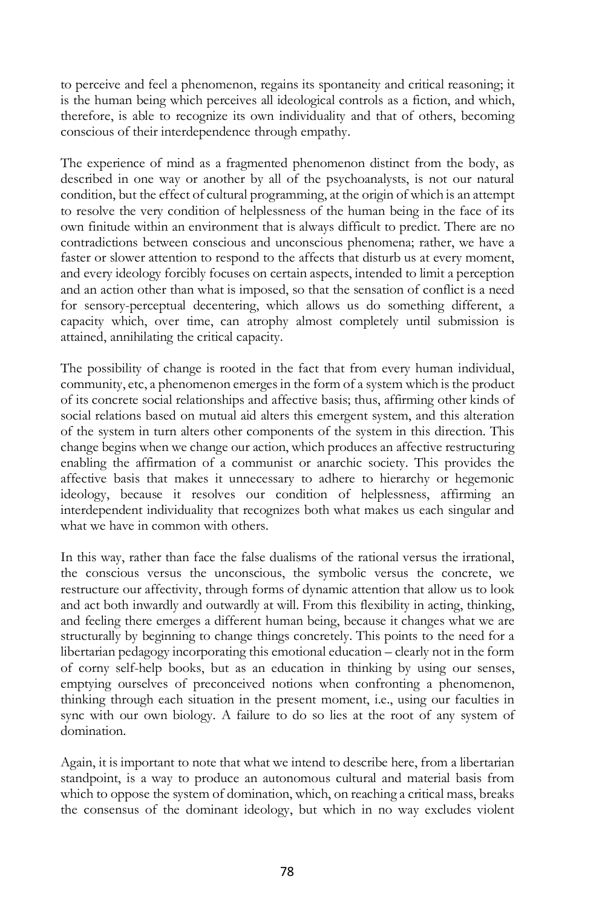to perceive and feel a phenomenon, regains its spontaneity and critical reasoning; it is the human being which perceives all ideological controls as a fiction, and which, therefore, is able to recognize its own individuality and that of others, becoming conscious of their interdependence through empathy.

The experience of mind as a fragmented phenomenon distinct from the body, as described in one way or another by all of the psychoanalysts, is not our natural condition, but the effect of cultural programming, at the origin of which is an attempt to resolve the very condition of helplessness of the human being in the face of its own finitude within an environment that is always difficult to predict. There are no contradictions between conscious and unconscious phenomena; rather, we have a faster or slower attention to respond to the affects that disturb us at every moment, and every ideology forcibly focuses on certain aspects, intended to limit a perception and an action other than what is imposed, so that the sensation of conflict is a need for sensory-perceptual decentering, which allows us do something different, a capacity which, over time, can atrophy almost completely until submission is attained, annihilating the critical capacity.

The possibility of change is rooted in the fact that from every human individual, community, etc, a phenomenon emerges in the form of a system which is the product of its concrete social relationships and affective basis; thus, affirming other kinds of social relations based on mutual aid alters this emergent system, and this alteration of the system in turn alters other components of the system in this direction. This change begins when we change our action, which produces an affective restructuring enabling the affirmation of a communist or anarchic society. This provides the affective basis that makes it unnecessary to adhere to hierarchy or hegemonic ideology, because it resolves our condition of helplessness, affirming an interdependent individuality that recognizes both what makes us each singular and what we have in common with others.

In this way, rather than face the false dualisms of the rational versus the irrational, the conscious versus the unconscious, the symbolic versus the concrete, we restructure our affectivity, through forms of dynamic attention that allow us to look and act both inwardly and outwardly at will. From this flexibility in acting, thinking, and feeling there emerges a different human being, because it changes what we are structurally by beginning to change things concretely. This points to the need for a libertarian pedagogy incorporating this emotional education – clearly not in the form of corny self-help books, but as an education in thinking by using our senses, emptying ourselves of preconceived notions when confronting a phenomenon, thinking through each situation in the present moment, i.e., using our faculties in sync with our own biology. A failure to do so lies at the root of any system of domination.

Again, it is important to note that what we intend to describe here, from a libertarian standpoint, is a way to produce an autonomous cultural and material basis from which to oppose the system of domination, which, on reaching a critical mass, breaks the consensus of the dominant ideology, but which in no way excludes violent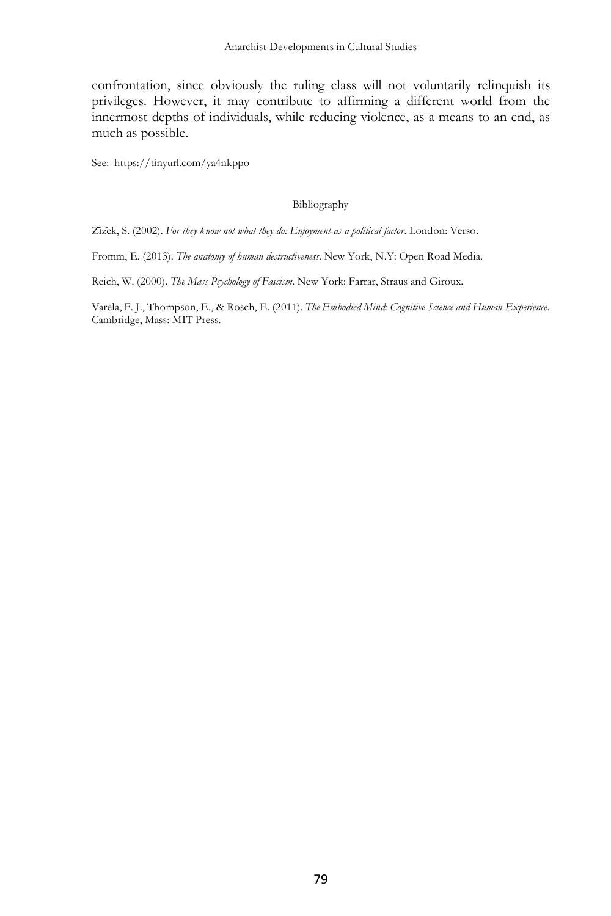confrontation, since obviously the ruling class will not voluntarily relinquish its privileges. However, it may contribute to affirming a different world from the innermost depths of individuals, while reducing violence, as a means to an end, as much as possible.

See: https://tinyurl.com/ya4nkppo

## Bibliography

Žižek, S. (2002). *For they know not what they do: Enjoyment as a political factor*. London: Verso.

Fromm, E. (2013). *The anatomy of human destructiveness*. New York, N.Y: Open Road Media.

Reich, W. (2000). *The Mass Psychology of Fascism*. New York: Farrar, Straus and Giroux.

Varela, F. J., Thompson, E., & Rosch, E. (2011). *The Embodied Mind: Cognitive Science and Human Experience*. Cambridge, Mass: MIT Press.